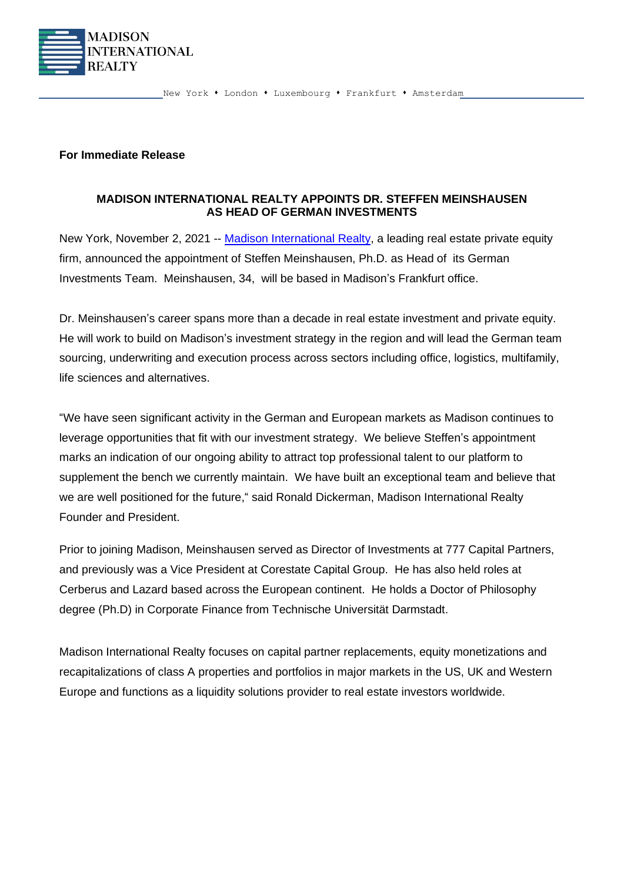MADISON INTERNATIONAL REALTY

New York • London • Luxembourg • Frankfurt • Amsterdam

**For Immediate Release**

## MADISON INTERNATIONAL REALTY APPOINTS DR. STEFFEN MEINSHAUSEN AS HEAD OF GERMAN INVESTMENTS

New York, November 2, 2021 -- [Madison International Realty](), a leading real estate private equity firm, announced the appointment of Steffen Meinshausen, Ph.D. as Head of its German Investments Team. Meinshausen, 34, will be based in Madison's Frankfurt office.

Dr. Meinshausen's career spans more than a decade in real estate investment and private equity. He will work to build on Madison's investment strategy in the region and will lead the German team sourcing, underwriting and execution process across sectors including office, logistics, multifamily, life sciences and alternatives.

"We have seen significant activity in the German and European markets as Madison continues to leverage opportunities that fit with our investment strategy. We believe Steffen's appointment marks an indication of our ongoing ability to attract top professional talent to our platform to supplement the bench we currently maintain. We have built an exceptional team and believe that we are well positioned for the future," said Ronald Dickerman, Madison International Realty Founder and President.

Prior to joining Madison, Meinshausen served as Director of Investments at 777 Capital Partners, and previously was a Vice President at Corestate Capital Group. He has also held roles at Cerberus and Lazard based across the European continent. He holds a Doctor of Philosophy degree (Ph.D) in Corporate Finance from Technische Universität Darmstadt.

Madison International Realty focuses on capital partner replacements, equity monetizations and recapitalizations of class A properties and portfolios in major markets in the US, UK and Western Europe and functions as a liquidity solutions provider to real estate investors worldwide.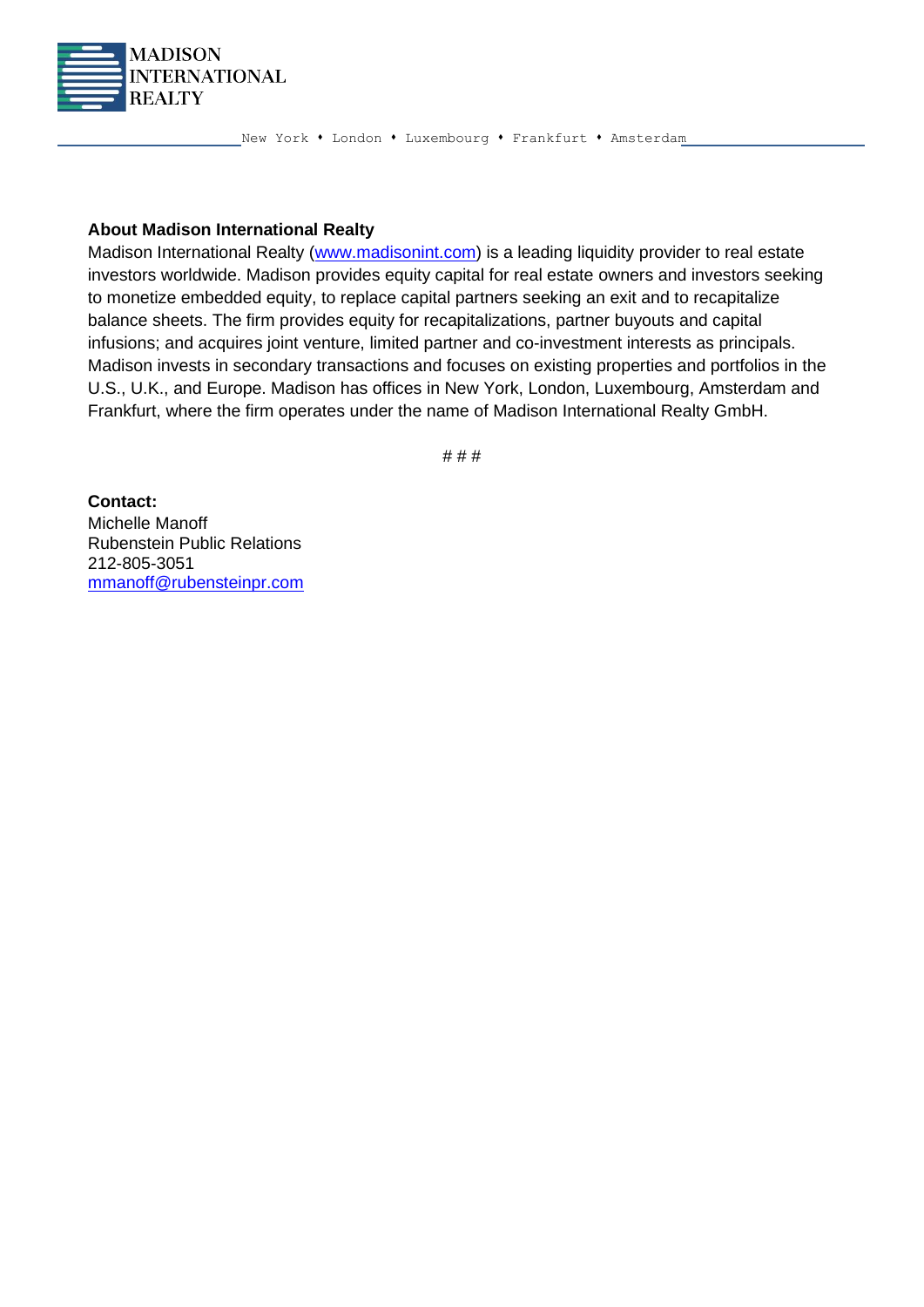**About Madison International Realty**

Madison International Realty (www.madisonint.com) is a leading liquidity provider to real estate investors worldwide. Madison provides equity capital for real estate owners and investors seeking to monetize embedded equity, to replace capital partners seeking an exit and to recapitalize balance sheets. The firm provides equity for recapitalizations, partner buyouts and capital infusions; and acquires joint venture, limited partner and co-investment interests as principals. Madison invests in secondary transactions and focuses on existing properties and portfolios in the U.S., U.K., and Europe. Madison has offices in New York, London, Luxembourg, Amsterdam and Frankfurt, where the firm operates under the name of Madison International Realty GmbH.

# # #

**Contact:**
Michelle Manoff
Rubenstein Public Relations
212-805-3051
mmanoff@rubensteinpr.com